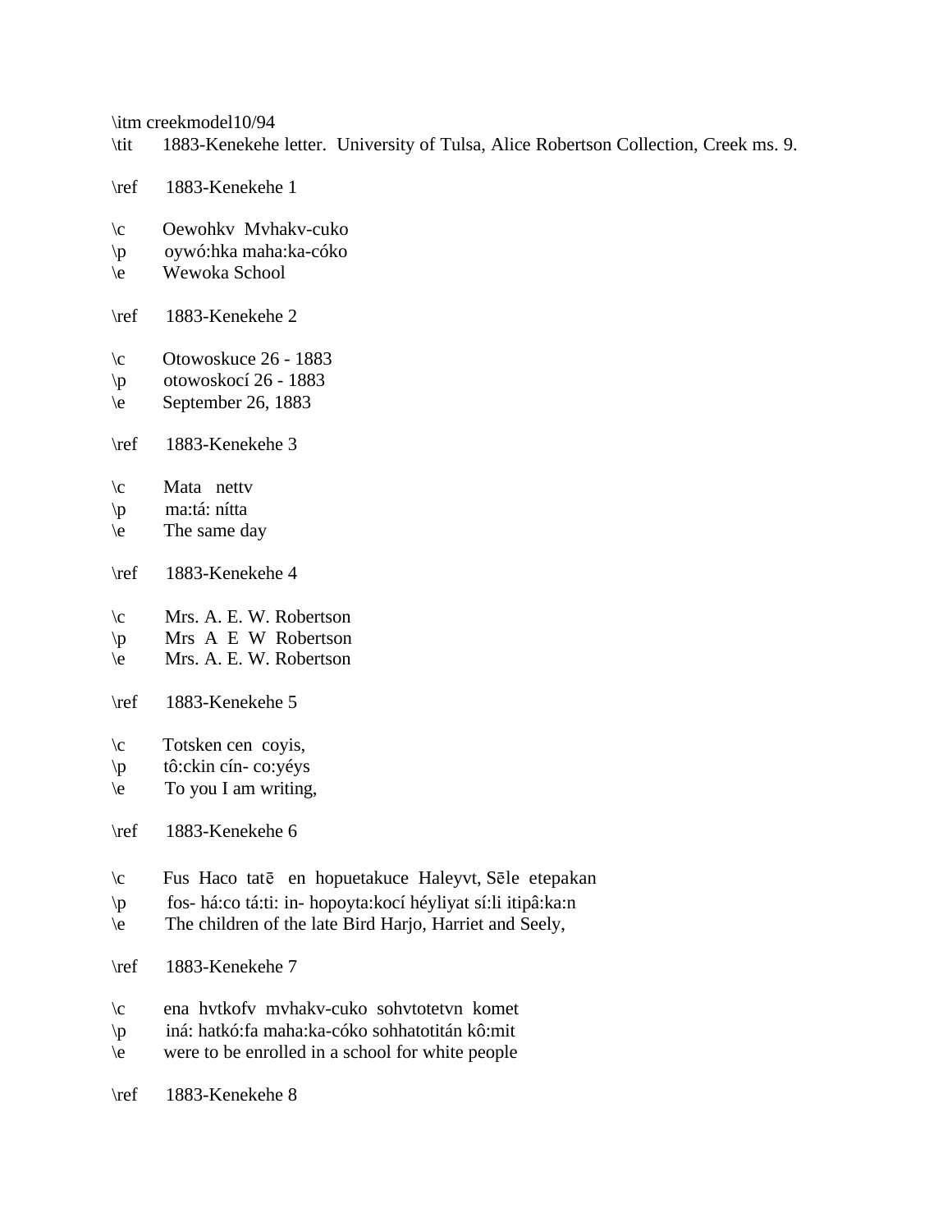\itm creekmodel10/94
\tit 1883-Kenekehe letter. University of Tulsa, Alice Robertson Collection, Creek ms. 9.

\ref 1883-Kenekehe 1

\c Oewohkv Mvhakv-cuko
\p oywó:hka maha:ka-cóko
\e Wewoka School

\ref 1883-Kenekehe 2

\c Otowoskuce 26 - 1883
\p otowoskocí 26 - 1883
\e September 26, 1883

\ref 1883-Kenekehe 3

\c Mata nettv
\p ma:tá: nítta
\e The same day

\ref 1883-Kenekehe 4

\c Mrs. A. E. W. Robertson
\p Mrs A E W Robertson
\e Mrs. A. E. W. Robertson

\ref 1883-Kenekehe 5

\c Totsken cen coyis,
\p tô:ckin cín- co:yéys
\e To you I am writing,

\ref 1883-Kenekehe 6

\c Fus Haco tatē en hopuetakuce Haleyvt, Sēle etepakan
\p fos- há:co tá:ti: in- hopoyta:kocí héyliyat sí:li itipâ:ka:n
\e The children of the late Bird Harjo, Harriet and Seely,

\ref 1883-Kenekehe 7

\c ena hvtkofv mvhakv-cuko sohvtotetvn komet
\p iná: hatkó:fa maha:ka-cóko sohhatotitán kô:mit
\e were to be enrolled in a school for white people

\ref 1883-Kenekehe 8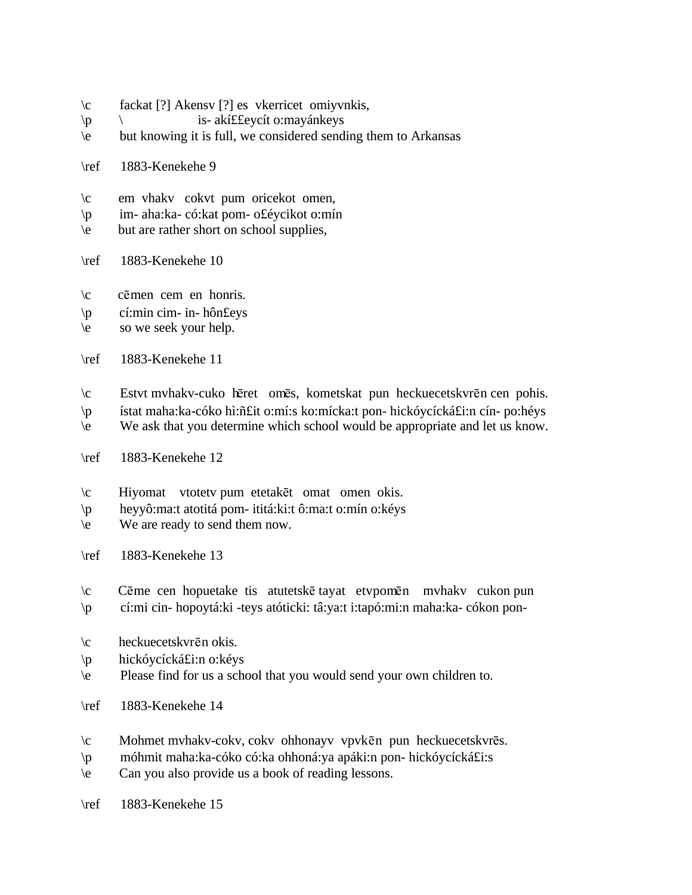\c fackat [?] Akensv [?] es vkerricet omiyvnkis,
\p \ is- akí££eycít o:mayánkeys
\e but knowing it is full, we considered sending them to Arkansas

\ref 1883-Kenekehe 9

\c em vhakv cokvt pum oricekot omen,
\p im- aha:ka- có:kat pom- o£éycikot o:mín
\e but are rather short on school supplies,

\ref 1883-Kenekehe 10

\c cēmen cem en honris.
\p cí:min cim- in- hôn£eys
\e so we seek your help.

\ref 1883-Kenekehe 11

\c Estvt mvhakv-cuko hēret omēs, kometskat pun heckuecetskvrēn cen pohis.
\p ístat maha:ka-cóko hì:ñ£it o:mí:s ko:mícka:t pon- hickóycícká£i:n cín- po:héys
\e We ask that you determine which school would be appropriate and let us know.

\ref 1883-Kenekehe 12

\c Hiyomat vtotetv pum etetakēt omat omen okis.
\p heyyô:ma:t atotitá pom- ititá:ki:t ô:ma:t o:mín o:kéys
\e We are ready to send them now.

\ref 1883-Kenekehe 13

\c Cēme cen hopuetake tis atutetskē tayat etvpomēn mvhakv cukon pun
\p cí:mi cin- hopoytá:ki -teys atóticki: tâ:ya:t i:tapó:mi:n maha:ka- cókon pon-

\c heckuecetskvrēn okis.
\p hickóycícká£i:n o:kéys
\e Please find for us a school that you would send your own children to.

\ref 1883-Kenekehe 14

\c Mohmet mvhakv-cokv, cokv ohhonayv vpvkēn pun heckuecetskvrēs.
\p móhmit maha:ka-cóko có:ka ohhoná:ya apáki:n pon- hickóycícká£i:s
\e Can you also provide us a book of reading lessons.

\ref 1883-Kenekehe 15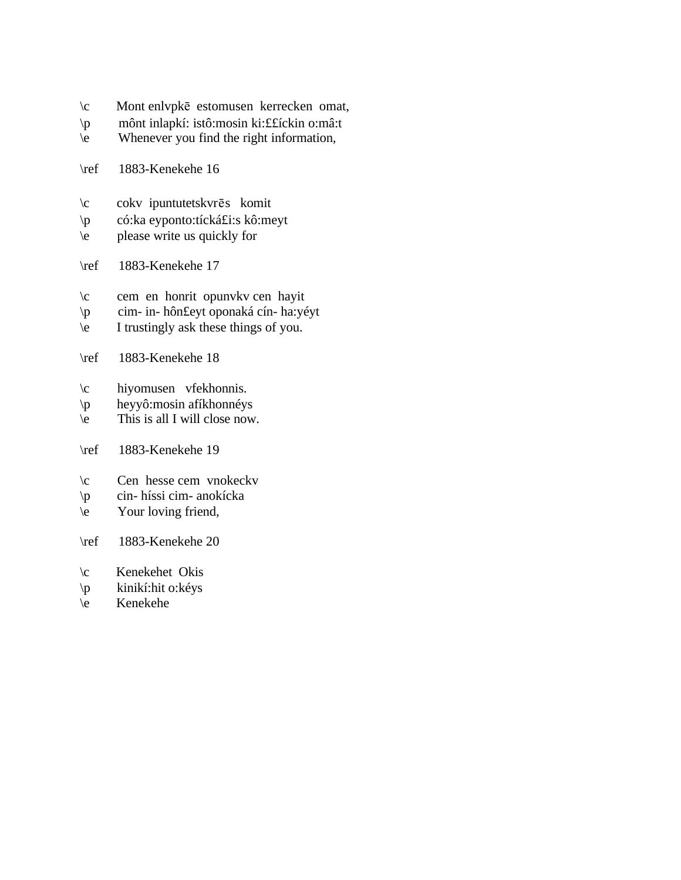\c Mont enlvpkē estomusen kerrecken omat,
\p mônt inlapkí: istô:mosin ki:££íckin o:mâ:t
\e Whenever you find the right information,

\ref 1883-Kenekehe 16

\c cokv ipuntutetskvrēs komit
\p có:ka eyponto:tícká£i:s kô:meyt
\e please write us quickly for

\ref 1883-Kenekehe 17

\c cem en honrit opunvkv cen hayit
\p cim- in- hôn£eyt oponaká cín- ha:yéyt
\e I trustingly ask these things of you.

\ref 1883-Kenekehe 18

\c hiyomusen vfekhonnis.
\p heyyô:mosin afíkhonnéys
\e This is all I will close now.

\ref 1883-Kenekehe 19

\c Cen hesse cem vnokeckv
\p cin- híssi cim- anokícka
\e Your loving friend,

\ref 1883-Kenekehe 20

\c Kenekehet Okis
\p kinikí:hit o:kéys
\e Kenekehe